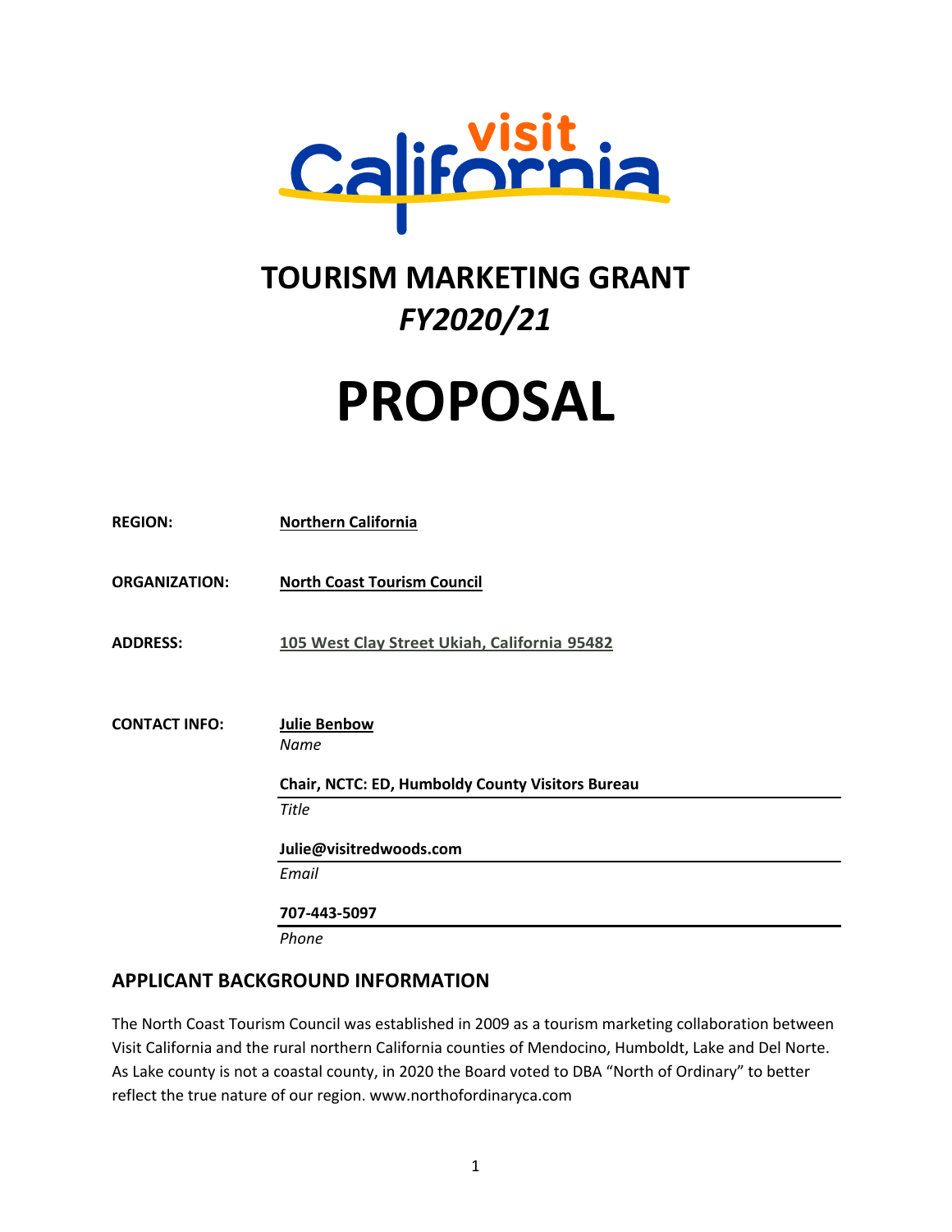# TOURISM MARKETING GRANT

## *FY2020/21*

# PROPOSAL

**REGION:** Northern California

**ORGANIZATION:** North Coast Tourism Council

**ADDRESS:** 105 West Clay Street Ukiah, California 95482

**CONTACT INFO:**

**Julie Benbow**
*Name*

**Chair, NCTC: ED, Humboldy County Visitors Bureau**
*Title*

**Julie@visitredwoods.com**
*Email*

**707-443-5097**
*Phone*

## APPLICANT BACKGROUND INFORMATION

The North Coast Tourism Council was established in 2009 as a tourism marketing collaboration between Visit California and the rural northern California counties of Mendocino, Humboldt, Lake and Del Norte. As Lake county is not a coastal county, in 2020 the Board voted to DBA "North of Ordinary" to better reflect the true nature of our region. www.northofordinaryca.com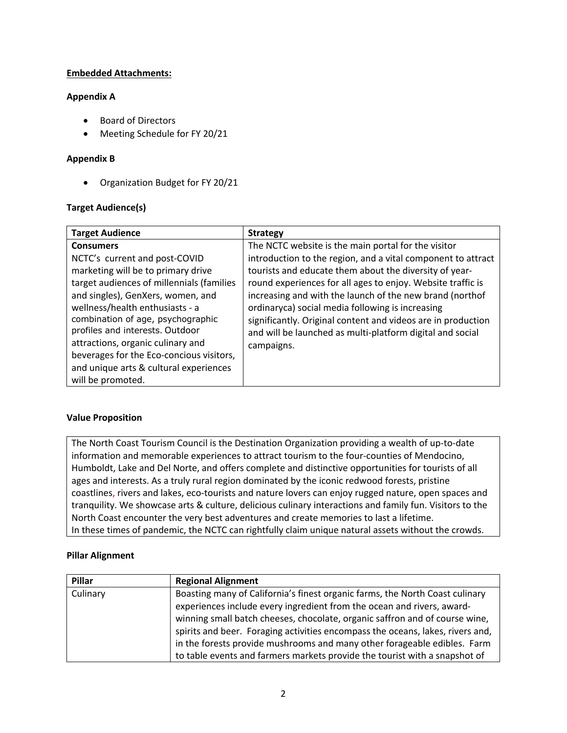**Embedded Attachments:**

**Appendix A**

- Board of Directors
- Meeting Schedule for FY 20/21

**Appendix B**

- Organization Budget for FY 20/21

**Target Audience(s)**

| Target Audience | Strategy |
| --- | --- |
| **Consumers**<br>NCTC's current and post-COVID marketing will be to primary drive target audiences of millennials (families and singles), GenXers, women, and wellness/health enthusiasts - a combination of age, psychographic profiles and interests. Outdoor attractions, organic culinary and beverages for the Eco-concious visitors, and unique arts & cultural experiences will be promoted. | The NCTC website is the main portal for the visitor introduction to the region, and a vital component to attract tourists and educate them about the diversity of year-round experiences for all ages to enjoy. Website traffic is increasing and with the launch of the new brand (northof ordinaryca) social media following is increasing significantly. Original content and videos are in production and will be launched as multi-platform digital and social campaigns. |

**Value Proposition**

The North Coast Tourism Council is the Destination Organization providing a wealth of up-to-date information and memorable experiences to attract tourism to the four-counties of Mendocino, Humboldt, Lake and Del Norte, and offers complete and distinctive opportunities for tourists of all ages and interests. As a truly rural region dominated by the iconic redwood forests, pristine coastlines, rivers and lakes, eco-tourists and nature lovers can enjoy rugged nature, open spaces and tranquility. We showcase arts & culture, delicious culinary interactions and family fun. Visitors to the North Coast encounter the very best adventures and create memories to last a lifetime.
In these times of pandemic, the NCTC can rightfully claim unique natural assets without the crowds.

**Pillar Alignment**

| Pillar | Regional Alignment |
| --- | --- |
| Culinary | Boasting many of California's finest organic farms, the North Coast culinary experiences include every ingredient from the ocean and rivers, award-winning small batch cheeses, chocolate, organic saffron and of course wine, spirits and beer. Foraging activities encompass the oceans, lakes, rivers and, in the forests provide mushrooms and many other forageable edibles. Farm to table events and farmers markets provide the tourist with a snapshot of |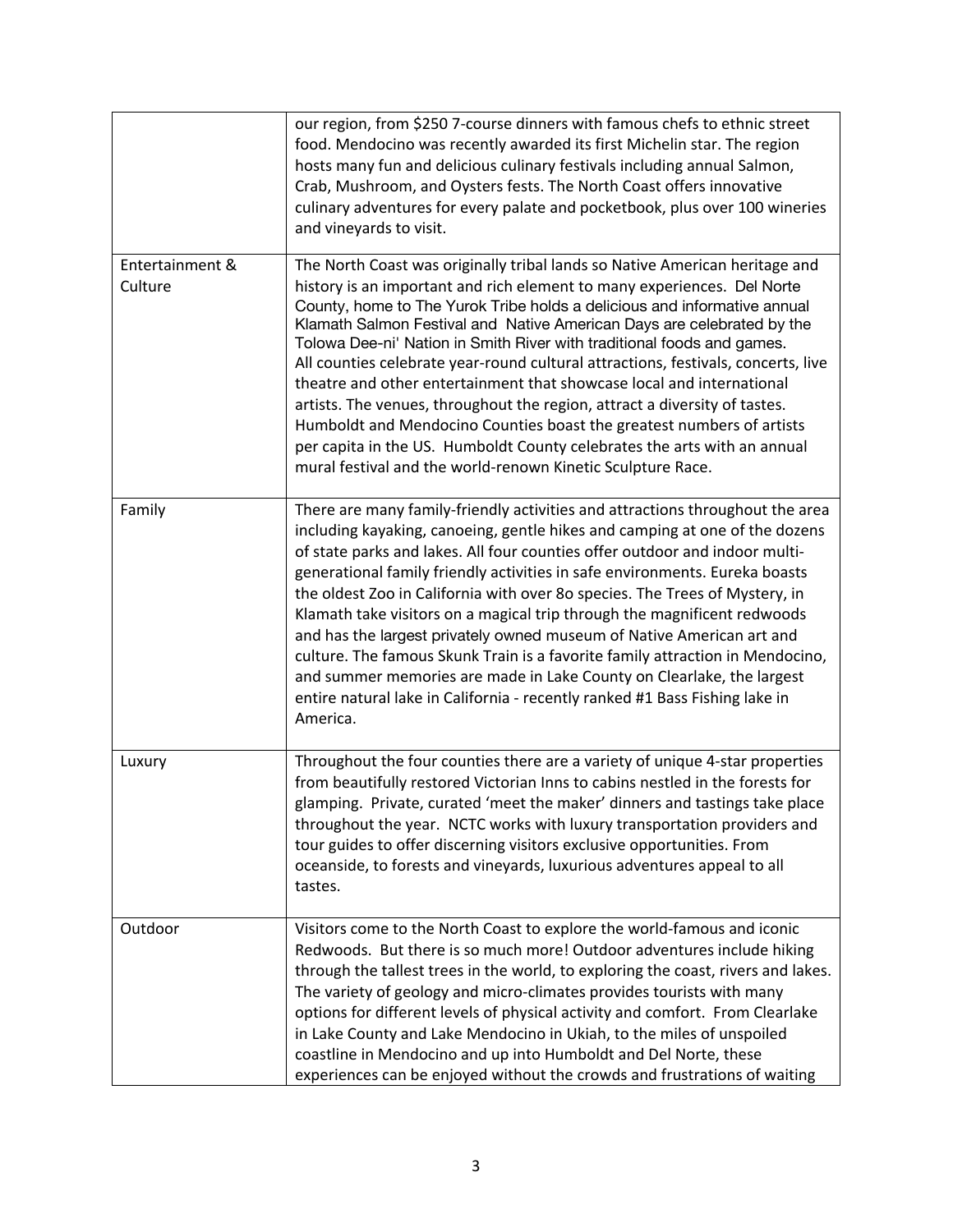| | |
|---|---|
| | our region, from $250 7-course dinners with famous chefs to ethnic street food. Mendocino was recently awarded its first Michelin star. The region hosts many fun and delicious culinary festivals including annual Salmon, Crab, Mushroom, and Oysters fests. The North Coast offers innovative culinary adventures for every palate and pocketbook, plus over 100 wineries and vineyards to visit. |
| Entertainment & Culture | The North Coast was originally tribal lands so Native American heritage and history is an important and rich element to many experiences. Del Norte County, home to The Yurok Tribe holds a delicious and informative annual Klamath Salmon Festival and Native American Days are celebrated by the Tolowa Dee-ni' Nation in Smith River with traditional foods and games. All counties celebrate year-round cultural attractions, festivals, concerts, live theatre and other entertainment that showcase local and international artists. The venues, throughout the region, attract a diversity of tastes. Humboldt and Mendocino Counties boast the greatest numbers of artists per capita in the US. Humboldt County celebrates the arts with an annual mural festival and the world-renown Kinetic Sculpture Race. |
| Family | There are many family-friendly activities and attractions throughout the area including kayaking, canoeing, gentle hikes and camping at one of the dozens of state parks and lakes. All four counties offer outdoor and indoor multi-generational family friendly activities in safe environments. Eureka boasts the oldest Zoo in California with over 8o species. The Trees of Mystery, in Klamath take visitors on a magical trip through the magnificent redwoods and has the largest privately owned museum of Native American art and culture. The famous Skunk Train is a favorite family attraction in Mendocino, and summer memories are made in Lake County on Clearlake, the largest entire natural lake in California - recently ranked #1 Bass Fishing lake in America. |
| Luxury | Throughout the four counties there are a variety of unique 4-star properties from beautifully restored Victorian Inns to cabins nestled in the forests for glamping. Private, curated 'meet the maker' dinners and tastings take place throughout the year. NCTC works with luxury transportation providers and tour guides to offer discerning visitors exclusive opportunities. From oceanside, to forests and vineyards, luxurious adventures appeal to all tastes. |
| Outdoor | Visitors come to the North Coast to explore the world-famous and iconic Redwoods. But there is so much more! Outdoor adventures include hiking through the tallest trees in the world, to exploring the coast, rivers and lakes. The variety of geology and micro-climates provides tourists with many options for different levels of physical activity and comfort. From Clearlake in Lake County and Lake Mendocino in Ukiah, to the miles of unspoiled coastline in Mendocino and up into Humboldt and Del Norte, these experiences can be enjoyed without the crowds and frustrations of waiting |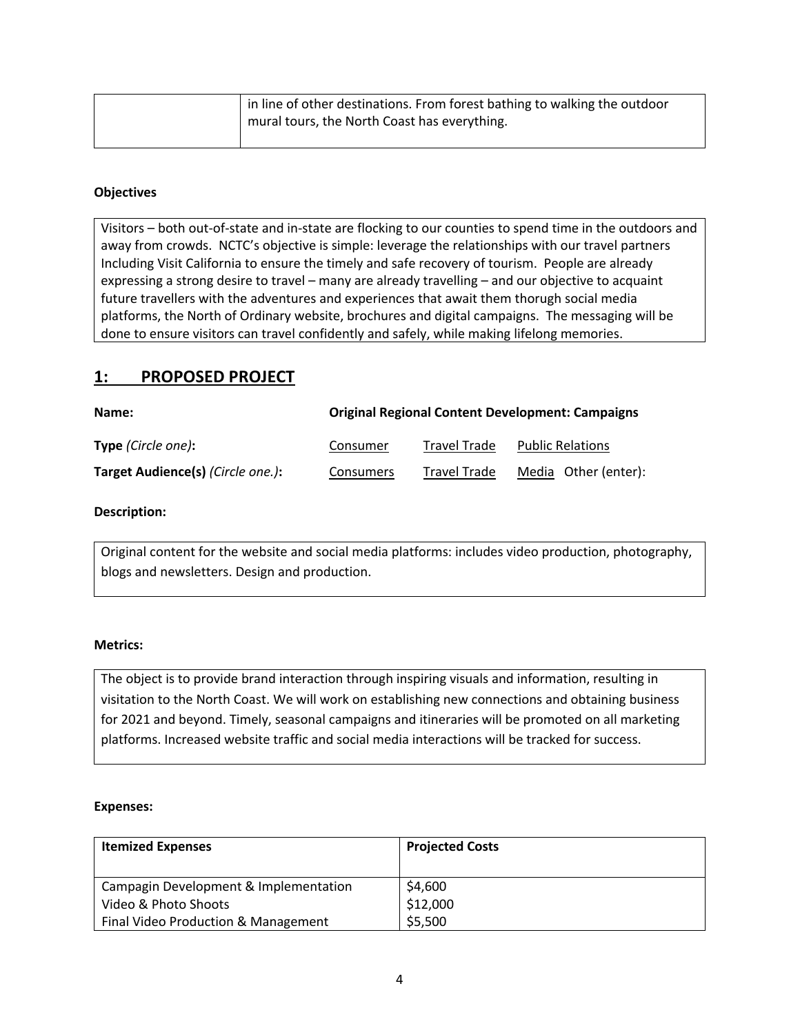| | in line of other destinations. From forest bathing to walking the outdoor mural tours, the North Coast has everything. |
|---|---|

**Objectives**

Visitors – both out-of-state and in-state are flocking to our counties to spend time in the outdoors and away from crowds. NCTC's objective is simple: leverage the relationships with our travel partners Including Visit California to ensure the timely and safe recovery of tourism. People are already expressing a strong desire to travel – many are already travelling – and our objective to acquaint future travellers with the adventures and experiences that await them thorugh social media platforms, the North of Ordinary website, brochures and digital campaigns. The messaging will be done to ensure visitors can travel confidently and safely, while making lifelong memories.

## 1: PROPOSED PROJECT

**Name:** **Original Regional Content Development: Campaigns**

**Type** *(Circle one)***:** Consumer Travel Trade Public Relations

**Target Audience(s)** *(Circle one.)***:** Consumers Travel Trade Media Other (enter):

**Description:**

Original content for the website and social media platforms: includes video production, photography, blogs and newsletters. Design and production.

**Metrics:**

The object is to provide brand interaction through inspiring visuals and information, resulting in visitation to the North Coast. We will work on establishing new connections and obtaining business for 2021 and beyond. Timely, seasonal campaigns and itineraries will be promoted on all marketing platforms. Increased website traffic and social media interactions will be tracked for success.

**Expenses:**

| Itemized Expenses | Projected Costs |
|---|---|
| Campagin Development & Implementation | $4,600 |
| Video & Photo Shoots | $12,000 |
| Final Video Production & Management | $5,500 |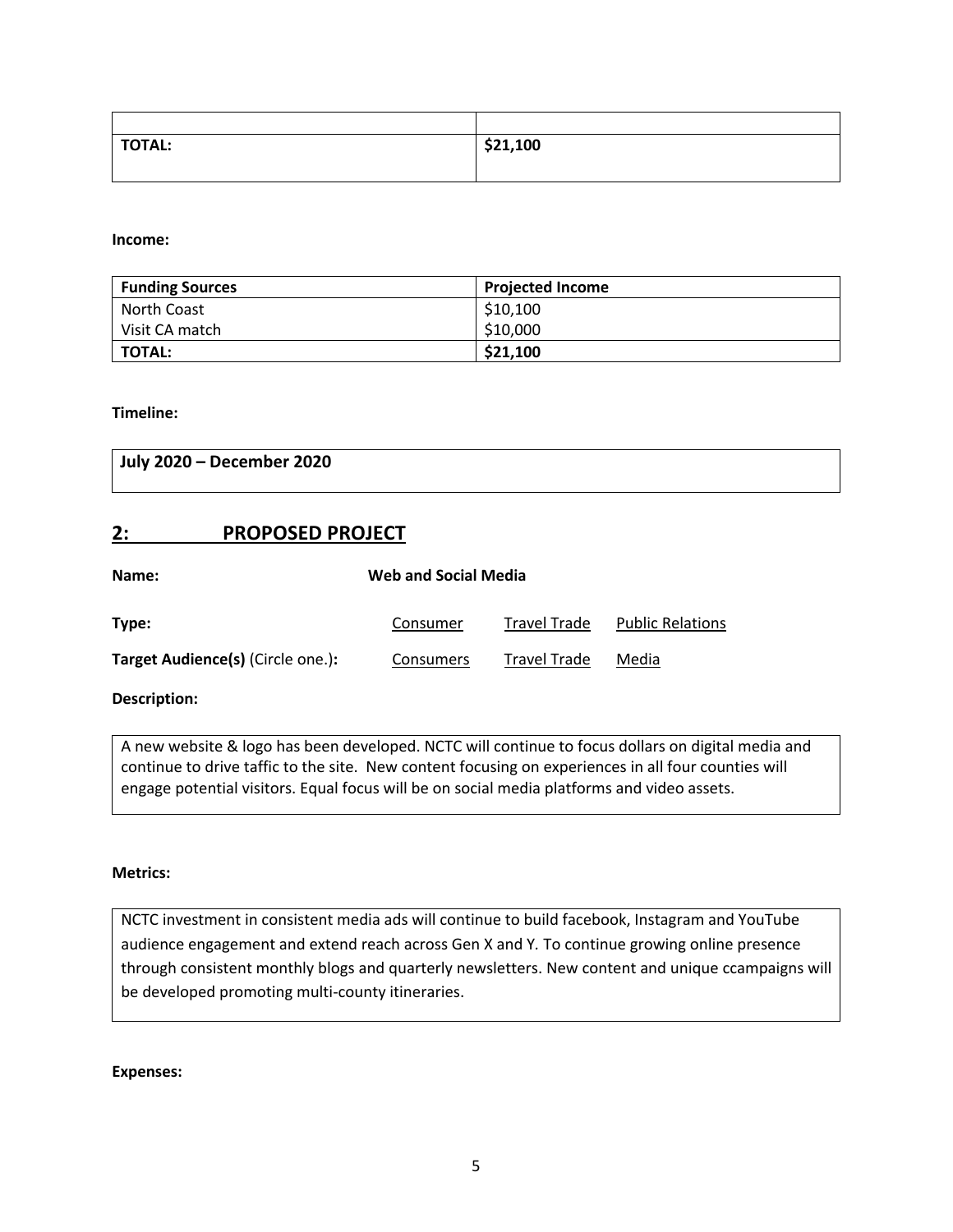| | |
|---|---|
| **TOTAL:** | **$21,100** |

**Income:**

| Funding Sources | Projected Income |
|---|---|
| North Coast<br>Visit CA match | $10,100<br>$10,000 |
| **TOTAL:** | **$21,100** |

**Timeline:**

| July 2020 – December 2020 |
|---|

## 2: PROPOSED PROJECT

**Name:** **Web and Social Media**

**Type:** Consumer Travel Trade Public Relations

**Target Audience(s)** (Circle one.)**:** Consumers Travel Trade Media

**Description:**

A new website & logo has been developed. NCTC will continue to focus dollars on digital media and continue to drive taffic to the site. New content focusing on experiences in all four counties will engage potential visitors. Equal focus will be on social media platforms and video assets.

**Metrics:**

NCTC investment in consistent media ads will continue to build facebook, Instagram and YouTube audience engagement and extend reach across Gen X and Y. To continue growing online presence through consistent monthly blogs and quarterly newsletters. New content and unique ccampaigns will be developed promoting multi-county itineraries.

**Expenses:**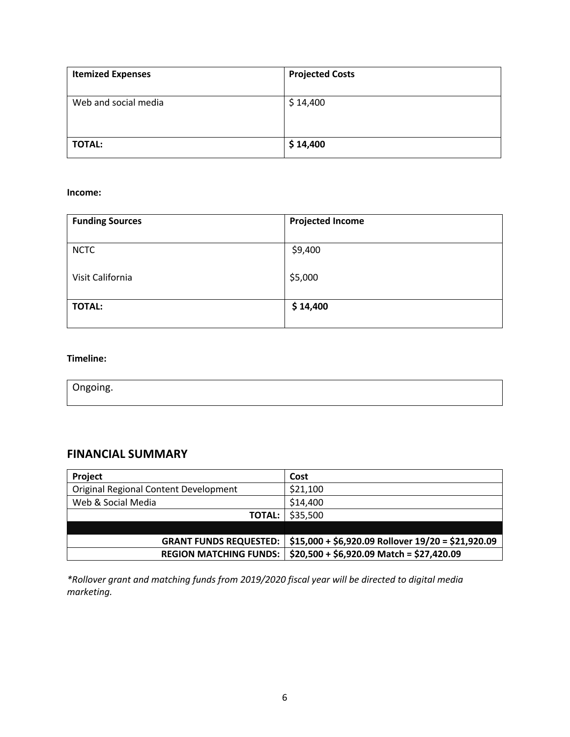| Itemized Expenses | Projected Costs |
|---|---|
| Web and social media | $ 14,400 |
| **TOTAL:** | **$ 14,400** |

**Income:**

| Funding Sources | Projected Income |
|---|---|
| NCTC | $9,400 |
| Visit California | $5,000 |
| **TOTAL:** | **$ 14,400** |

**Timeline:**

Ongoing.

## FINANCIAL SUMMARY

| Project | Cost |
|---|---|
| Original Regional Content Development | $21,100 |
| Web & Social Media | $14,400 |
| **TOTAL:** | $35,500 |
| | |
| **GRANT FUNDS REQUESTED:** | **$15,000 + $6,920.09 Rollover 19/20 = $21,920.09** |
| **REGION MATCHING FUNDS:** | **$20,500 + $6,920.09 Match = $27,420.09** |

*\*Rollover grant and matching funds from 2019/2020 fiscal year will be directed to digital media marketing.*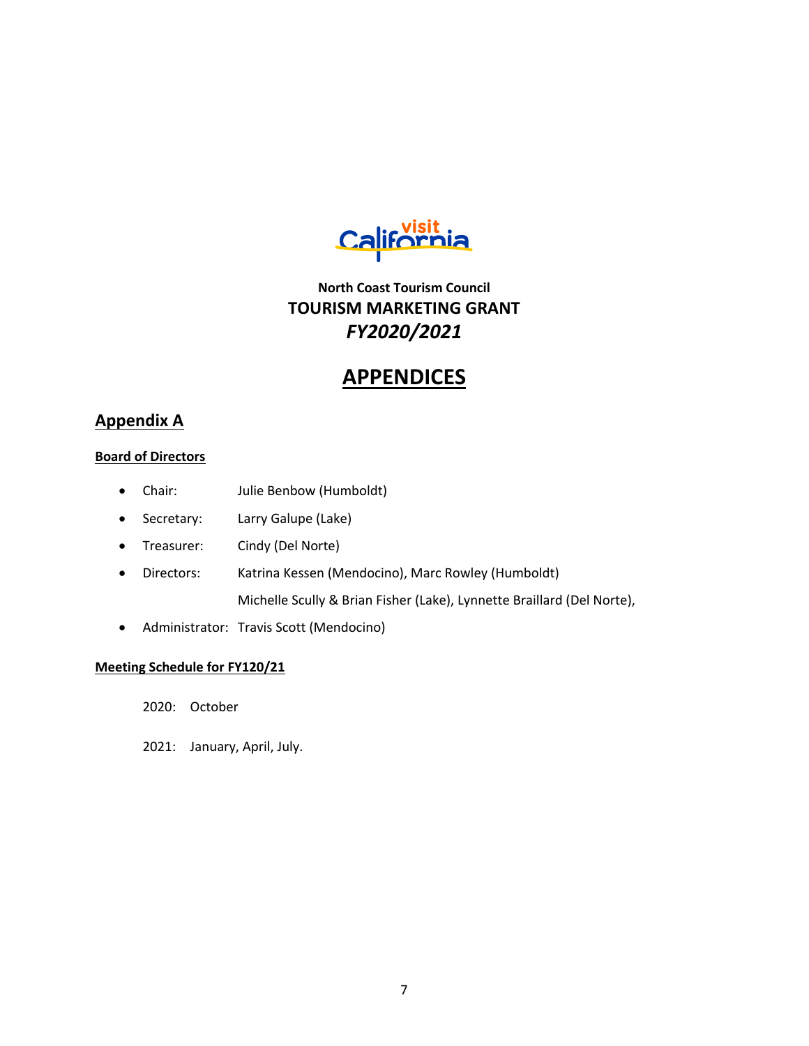**North Coast Tourism Council**
**TOURISM MARKETING GRANT**
***FY2020/2021***

# APPENDICES

## Appendix A

### Board of Directors

- Chair: Julie Benbow (Humboldt)
- Secretary: Larry Galupe (Lake)
- Treasurer: Cindy (Del Norte)
- Directors: Katrina Kessen (Mendocino), Marc Rowley (Humboldt)
  Michelle Scully & Brian Fisher (Lake), Lynnette Braillard (Del Norte),
- Administrator: Travis Scott (Mendocino)

### Meeting Schedule for FY120/21

2020: October

2021: January, April, July.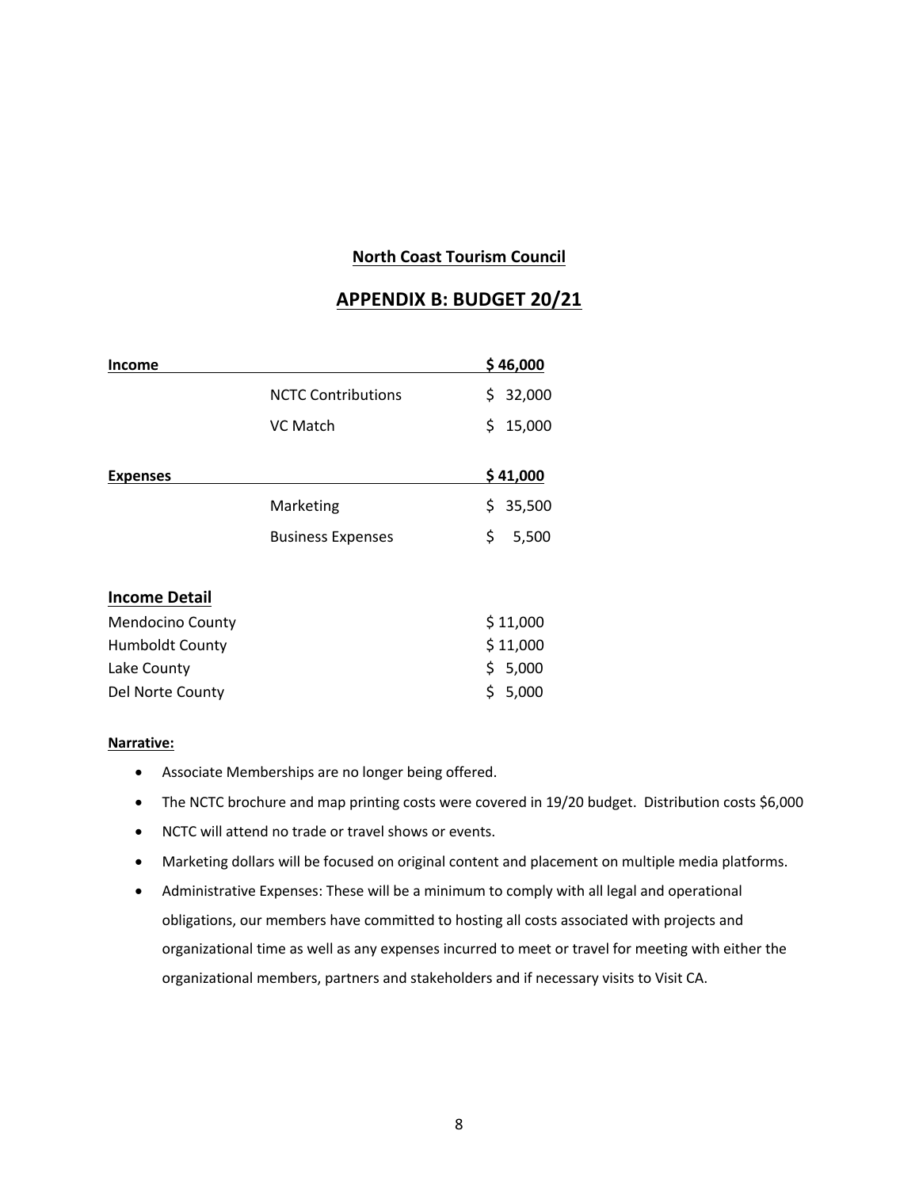**North Coast Tourism Council**

# APPENDIX B: BUDGET 20/21

| | | |
|---|---|---|
| **Income** | | **$ 46,000** |
| | NCTC Contributions | $ 32,000 |
| | VC Match | $ 15,000 |
| **Expenses** | | **$ 41,000** |
| | Marketing | $ 35,500 |
| | Business Expenses | $ 5,500 |

## Income Detail

| | |
|---|---|
| Mendocino County | $ 11,000 |
| Humboldt County | $ 11,000 |
| Lake County | $ 5,000 |
| Del Norte County | $ 5,000 |

**Narrative:**

- Associate Memberships are no longer being offered.
- The NCTC brochure and map printing costs were covered in 19/20 budget. Distribution costs $6,000
- NCTC will attend no trade or travel shows or events.
- Marketing dollars will be focused on original content and placement on multiple media platforms.
- Administrative Expenses: These will be a minimum to comply with all legal and operational obligations, our members have committed to hosting all costs associated with projects and organizational time as well as any expenses incurred to meet or travel for meeting with either the organizational members, partners and stakeholders and if necessary visits to Visit CA.